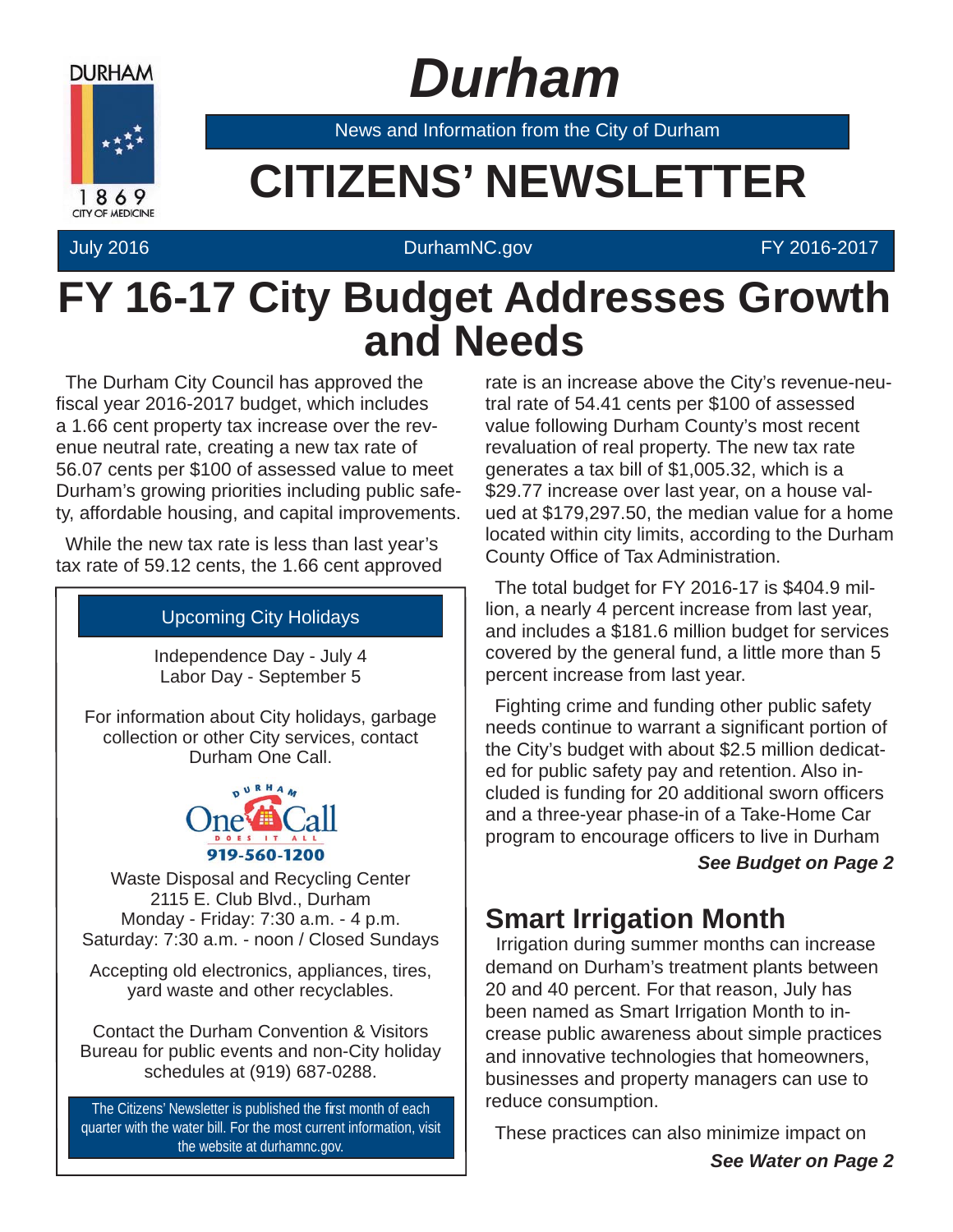DURHAM

1869

CITY OF MEDICINE

# Durham

News and Information from the City of Durham

# CITIZENS' NEWSLETTER

July 2016 | DurhamNC.gov | FY 2016-2017

# FY 16-17 City Budget Addresses Growth and Needs

The Durham City Council has approved the fiscal year 2016-2017 budget, which includes a 1.66 cent property tax increase over the revenue neutral rate, creating a new tax rate of 56.07 cents per $100 of assessed value to meet Durham's growing priorities including public safety, affordable housing, and capital improvements.

While the new tax rate is less than last year's tax rate of 59.12 cents, the 1.66 cent approved rate is an increase above the City's revenue-neutral rate of 54.41 cents per $100 of assessed value following Durham County's most recent revaluation of real property. The new tax rate generates a tax bill of $1,005.32, which is a $29.77 increase over last year, on a house valued at $179,297.50, the median value for a home located within city limits, according to the Durham County Office of Tax Administration.

The total budget for FY 2016-17 is $404.9 million, a nearly 4 percent increase from last year, and includes a $181.6 million budget for services covered by the general fund, a little more than 5 percent increase from last year.

Fighting crime and funding other public safety needs continue to warrant a significant portion of the City's budget with about $2.5 million dedicated for public safety pay and retention. Also included is funding for 20 additional sworn officers and a three-year phase-in of a Take-Home Car program to encourage officers to live in Durham

***See Budget on Page 2***

## Upcoming City Holidays

Independence Day - July 4
Labor Day - September 5

For information about City holidays, garbage collection or other City services, contact Durham One Call.

Durham One Call – Does It All
919-560-1200

Waste Disposal and Recycling Center
2115 E. Club Blvd., Durham
Monday - Friday: 7:30 a.m. - 4 p.m.
Saturday: 7:30 a.m. - noon / Closed Sundays

Accepting old electronics, appliances, tires, yard waste and other recyclables.

Contact the Durham Convention & Visitors Bureau for public events and non-City holiday schedules at (919) 687-0288.

The Citizens' Newsletter is published the first month of each quarter with the water bill. For the most current information, visit the website at durhamnc.gov.

## Smart Irrigation Month

Irrigation during summer months can increase demand on Durham's treatment plants between 20 and 40 percent. For that reason, July has been named as Smart Irrigation Month to increase public awareness about simple practices and innovative technologies that homeowners, businesses and property managers can use to reduce consumption.

These practices can also minimize impact on

***See Water on Page 2***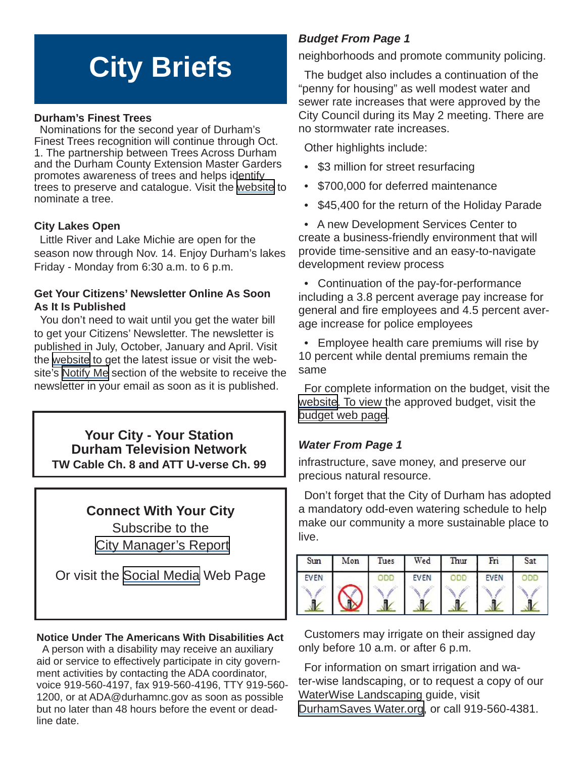# City Briefs

**Durham's Finest Trees**

Nominations for the second year of Durham's Finest Trees recognition will continue through Oct. 1. The partnership between Trees Across Durham and the Durham County Extension Master Garders promotes awareness of trees and helps identify trees to preserve and catalogue. Visit the website to nominate a tree.

**City Lakes Open**

Little River and Lake Michie are open for the season now through Nov. 14. Enjoy Durham's lakes Friday - Monday from 6:30 a.m. to 6 p.m.

**Get Your Citizens' Newsletter Online As Soon As It Is Published**

You don't need to wait until you get the water bill to get your Citizens' Newsletter. The newsletter is published in July, October, January and April. Visit the website to get the latest issue or visit the website's Notify Me section of the website to receive the newsletter in your email as soon as it is published.

**Your City - Your Station**
**Durham Television Network**
**TW Cable Ch. 8 and ATT U-verse Ch. 99**

**Connect With Your City**

Subscribe to the City Manager's Report

Or visit the Social Media Web Page

**Notice Under The Americans With Disabilities Act**

A person with a disability may receive an auxiliary aid or service to effectively participate in city government activities by contacting the ADA coordinator, voice 919-560-4197, fax 919-560-4196, TTY 919-560-1200, or at ADA@durhamnc.gov as soon as possible but no later than 48 hours before the event or deadline date.

### *Budget From Page 1*

neighborhoods and promote community policing.

The budget also includes a continuation of the "penny for housing" as well modest water and sewer rate increases that were approved by the City Council during its May 2 meeting. There are no stormwater rate increases.

Other highlights include:

- $3 million for street resurfacing
- $700,000 for deferred maintenance
- $45,400 for the return of the Holiday Parade
- A new Development Services Center to create a business-friendly environment that will provide time-sensitive and an easy-to-navigate development review process
- Continuation of the pay-for-performance including a 3.8 percent average pay increase for general and fire employees and 4.5 percent average increase for police employees
- Employee health care premiums will rise by 10 percent while dental premiums remain the same

For complete information on the budget, visit the website. To view the approved budget, visit the budget web page.

### *Water From Page 1*

infrastructure, save money, and preserve our precious natural resource.

Don't forget that the City of Durham has adopted a mandatory odd-even watering schedule to help make our community a more sustainable place to live.

| Sun | Mon | Tues | Wed | Thur | Fri | Sat |
|---|---|---|---|---|---|---|
| EVEN | | ODD | EVEN | ODD | EVEN | ODD |

Customers may irrigate on their assigned day only before 10 a.m. or after 6 p.m.

For information on smart irrigation and water-wise landscaping, or to request a copy of our WaterWise Landscaping guide, visit DurhamSaves Water.org, or call 919-560-4381.